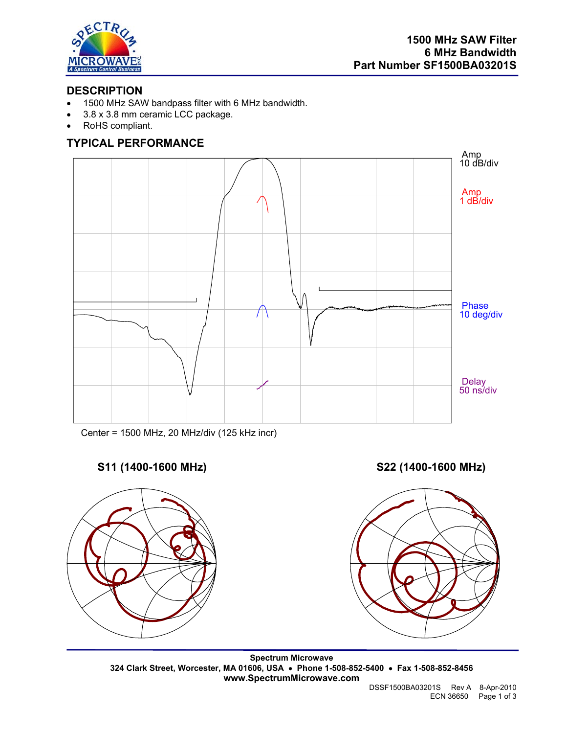# 1500 MHz SAW Filter
# 6 MHz Bandwidth
# Part Number SF1500BA03201S

## DESCRIPTION

- 1500 MHz SAW bandpass filter with 6 MHz bandwidth.
- 3.8 x 3.8 mm ceramic LCC package.
- RoHS compliant.

## TYPICAL PERFORMANCE

Amp 10 dB/div

Amp 1 dB/div

Phase 10 deg/div

Delay 50 ns/div

Center = 1500 MHz, 20 MHz/div (125 kHz incr)

**S11 (1400-1600 MHz)**

**S22 (1400-1600 MHz)**

**Spectrum Microwave**
**324 Clark Street, Worcester, MA 01606, USA • Phone 1-508-852-5400 • Fax 1-508-852-8456**
**www.SpectrumMicrowave.com**

DSSF1500BA03201S Rev A 8-Apr-2010
ECN 36650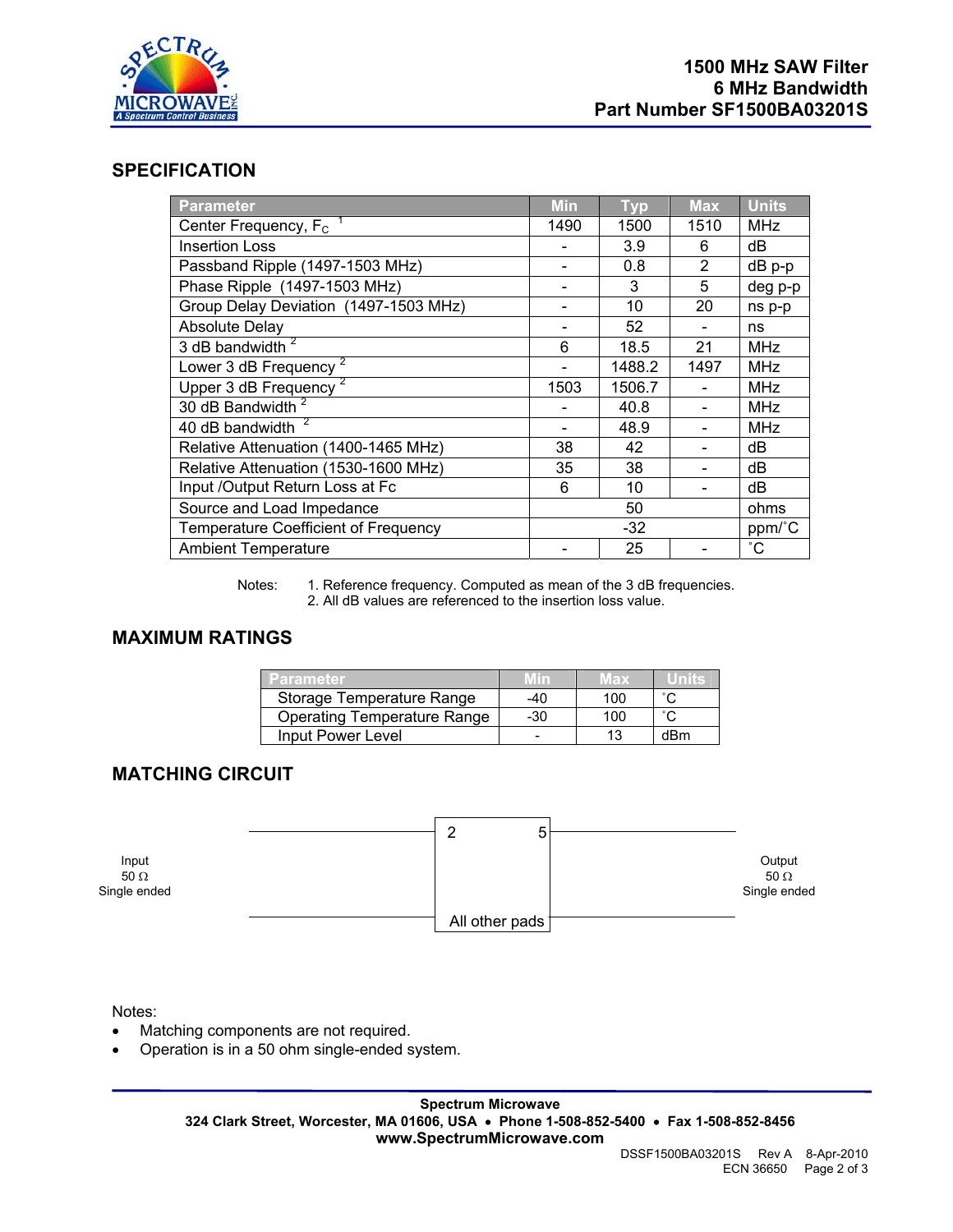# 1500 MHz SAW Filter
## 6 MHz Bandwidth
## Part Number SF1500BA03201S

## SPECIFICATION

| Parameter | Min | Typ | Max | Units |
|---|---|---|---|---|
| Center Frequency, $F_C$ [1] | 1490 | 1500 | 1510 | MHz |
| Insertion Loss | - | 3.9 | 6 | dB |
| Passband Ripple (1497-1503 MHz) | - | 0.8 | 2 | dB p-p |
| Phase Ripple (1497-1503 MHz) | - | 3 | 5 | deg p-p |
| Group Delay Deviation (1497-1503 MHz) | - | 10 | 20 | ns p-p |
| Absolute Delay | - | 52 | - | ns |
| 3 dB bandwidth [2] | 6 | 18.5 | 21 | MHz |
| Lower 3 dB Frequency [2] | - | 1488.2 | 1497 | MHz |
| Upper 3 dB Frequency [2] | 1503 | 1506.7 | - | MHz |
| 30 dB Bandwidth [2] | - | 40.8 | - | MHz |
| 40 dB bandwidth [2] | - | 48.9 | - | MHz |
| Relative Attenuation (1400-1465 MHz) | 38 | 42 | - | dB |
| Relative Attenuation (1530-1600 MHz) | 35 | 38 | - | dB |
| Input /Output Return Loss at Fc | 6 | 10 | - | dB |
| Source and Load Impedance | | 50 | | ohms |
| Temperature Coefficient of Frequency | | -32 | | ppm/˚C |
| Ambient Temperature | - | 25 | - | ˚C |

Notes: 1. Reference frequency. Computed as mean of the 3 dB frequencies.
2. All dB values are referenced to the insertion loss value.

## MAXIMUM RATINGS

| Parameter | Min | Max | Units |
|---|---|---|---|
| Storage Temperature Range | -40 | 100 | ˚C |
| Operating Temperature Range | -30 | 100 | ˚C |
| Input Power Level | - | 13 | dBm |

## MATCHING CIRCUIT

Input 50 Ω Single ended — 2 — 5 — Output 50 Ω Single ended

All other pads

Notes:

- Matching components are not required.
- Operation is in a 50 ohm single-ended system.

**Spectrum Microwave**
**324 Clark Street, Worcester, MA 01606, USA • Phone 1-508-852-5400 • Fax 1-508-852-8456**
**www.SpectrumMicrowave.com**

DSSF1500BA03201S Rev A 8-Apr-2010
ECN 36650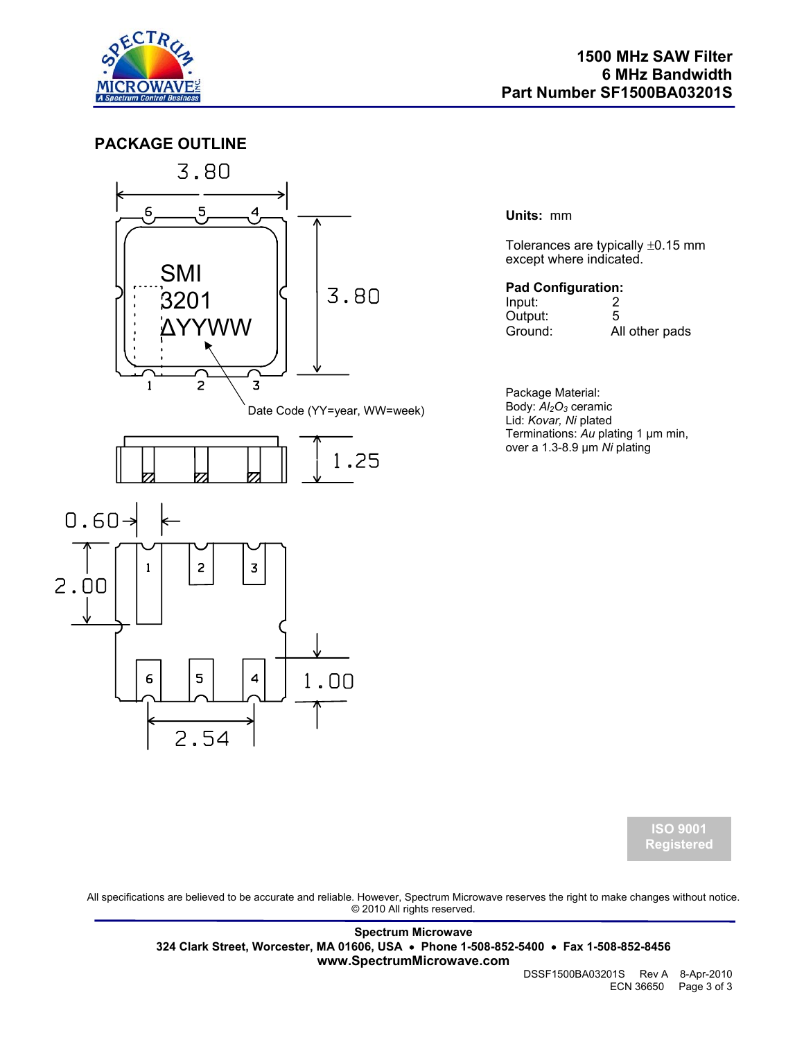# 1500 MHz SAW Filter
## 6 MHz Bandwidth
## Part Number SF1500BA03201S

### PACKAGE OUTLINE

3.80

6 5 4

SMI
3201
ΔYYWW

3.80

1 2 3

Date Code (YY=year, WW=week)

1.25

0.60

2.00

1 2 3

6 5 4

1.00

2.54

**Units:** mm

Tolerances are typically ±0.15 mm except where indicated.

**Pad Configuration:**

| | |
|---|---|
| Input: | 2 |
| Output: | 5 |
| Ground: | All other pads |

Package Material:
Body: *$Al_2O_3$* ceramic
Lid: *Kovar, Ni* plated
Terminations: *Au* plating 1 μm min, over a 1.3-8.9 μm *Ni* plating

ISO 9001 Registered

All specifications are believed to be accurate and reliable. However, Spectrum Microwave reserves the right to make changes without notice.
© 2010 All rights reserved.

**Spectrum Microwave**
**324 Clark Street, Worcester, MA 01606, USA • Phone 1-508-852-5400 • Fax 1-508-852-8456**
**www.SpectrumMicrowave.com**

DSSF1500BA03201S Rev A 8-Apr-2010
ECN 36650